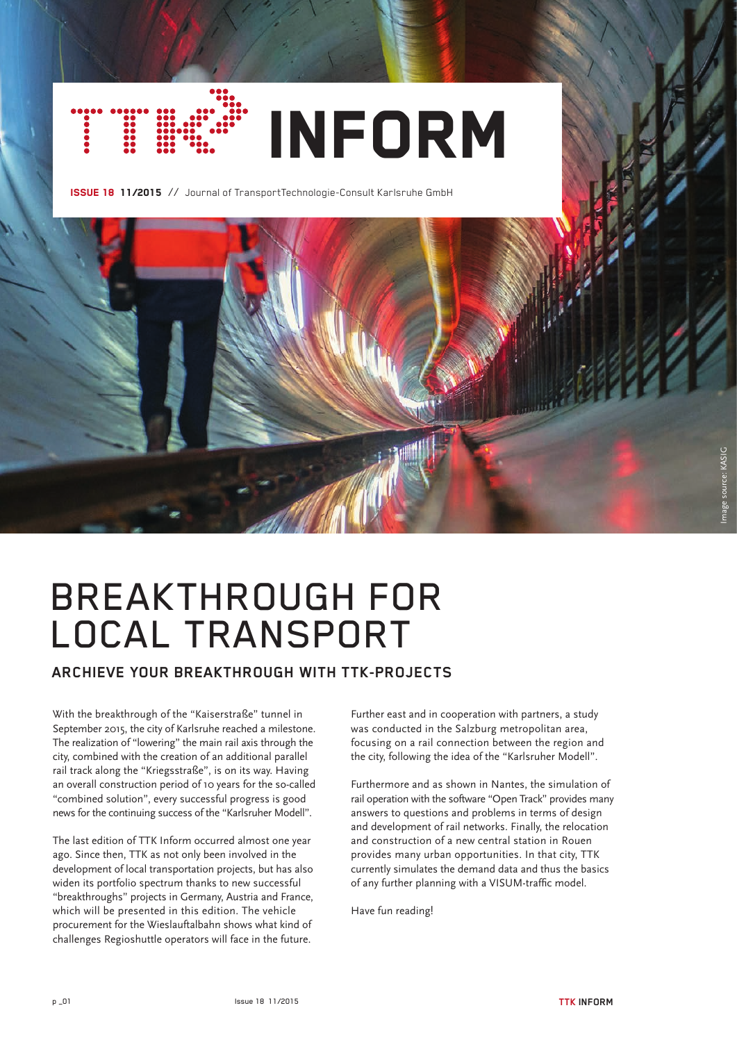# TTK INFORM

**ISSUE 18 11/2015** // Journal of TransportTechnologie-Consult Karlsruhe GmbH

Image source: KASIG

# BREAKTHROUGH FOR LOCAL TRANSPORT

## ARCHIEVE YOUR BREAKTHROUGH WITH TTK-PROJECTS

With the breakthrough of the "Kaiserstraße" tunnel in September 2015, the city of Karlsruhe reached a milestone. The realization of "lowering" the main rail axis through the city, combined with the creation of an additional parallel rail track along the "Kriegsstraße", is on its way. Having an overall construction period of 10 years for the so-called "combined solution", every successful progress is good news for the continuing success of the "Karlsruher Modell".

The last edition of TTK Inform occurred almost one year ago. Since then, TTK as not only been involved in the development of local transportation projects, but has also widen its portfolio spectrum thanks to new successful "breakthroughs" projects in Germany, Austria and France, which will be presented in this edition. The vehicle procurement for the Wieslauftalbahn shows what kind of challenges Regioshuttle operators will face in the future.

Further east and in cooperation with partners, a study was conducted in the Salzburg metropolitan area, focusing on a rail connection between the region and the city, following the idea of the "Karlsruher Modell".

Furthermore and as shown in Nantes, the simulation of rail operation with the software "Open Track" provides many answers to questions and problems in terms of design and development of rail networks. Finally, the relocation and construction of a new central station in Rouen provides many urban opportunities. In that city, TTK currently simulates the demand data and thus the basics of any further planning with a VISUM-traffic model.

Have fun reading!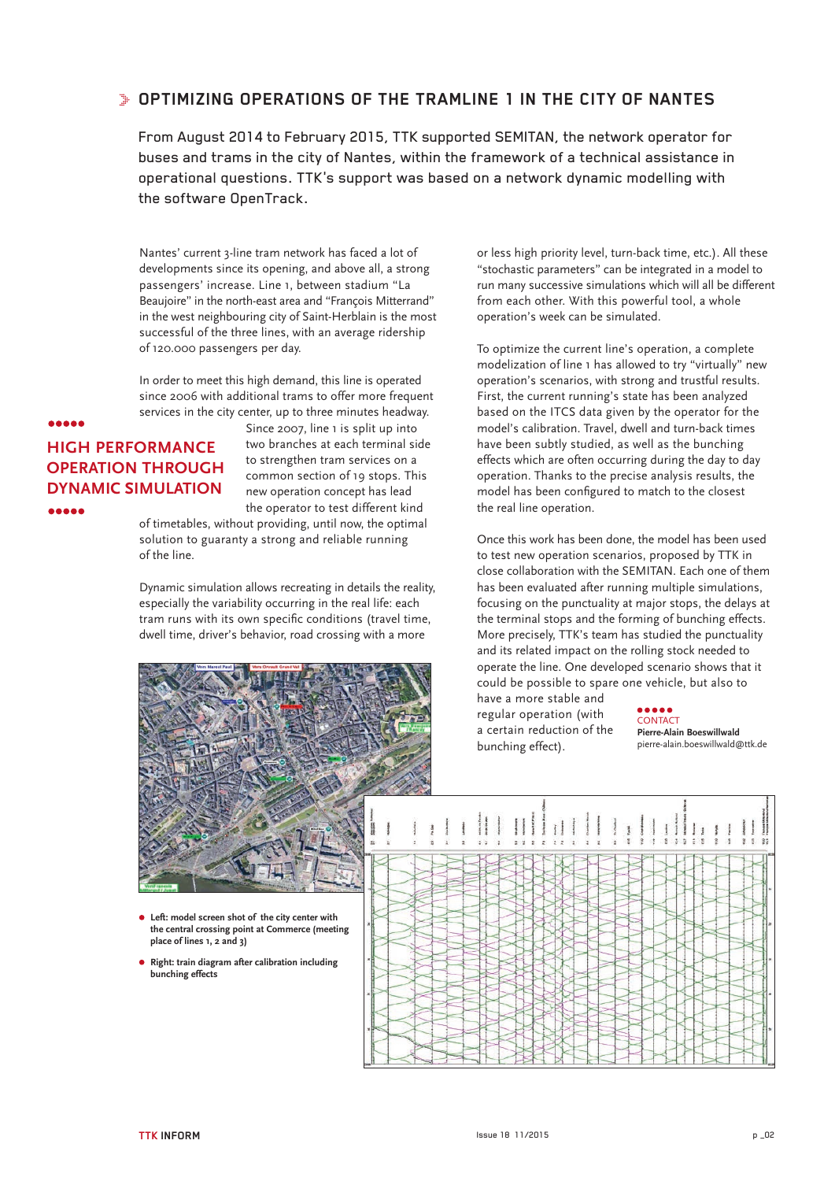# OPTIMIZING OPERATIONS OF THE TRAMLINE 1 IN THE CITY OF NANTES

From August 2014 to February 2015, TTK supported SEMITAN, the network operator for buses and trams in the city of Nantes, within the framework of a technical assistance in operational questions. TTK's support was based on a network dynamic modelling with the software OpenTrack.

Nantes' current 3-line tram network has faced a lot of developments since its opening, and above all, a strong passengers' increase. Line 1, between stadium "La Beaujoire" in the north-east area and "François Mitterrand" in the west neighbouring city of Saint-Herblain is the most successful of the three lines, with an average ridership of 120.000 passengers per day.

## HIGH PERFORMANCE OPERATION THROUGH DYNAMIC SIMULATION

In order to meet this high demand, this line is operated since 2006 with additional trams to offer more frequent services in the city center, up to three minutes headway. Since 2007, line 1 is split up into two branches at each terminal side to strengthen tram services on a common section of 19 stops. This new operation concept has lead the operator to test different kind of timetables, without providing, until now, the optimal solution to guaranty a strong and reliable running of the line.

Dynamic simulation allows recreating in details the reality, especially the variability occurring in the real life: each tram runs with its own specific conditions (travel time, dwell time, driver's behavior, road crossing with a more or less high priority level, turn-back time, etc.). All these "stochastic parameters" can be integrated in a model to run many successive simulations which will all be different from each other. With this powerful tool, a whole operation's week can be simulated.

To optimize the current line's operation, a complete modelization of line 1 has allowed to try "virtually" new operation's scenarios, with strong and trustful results. First, the current running's state has been analyzed based on the ITCS data given by the operator for the model's calibration. Travel, dwell and turn-back times have been subtly studied, as well as the bunching effects which are often occurring during the day to day operation. Thanks to the precise analysis results, the model has been configured to match to the closest the real line operation.

Once this work has been done, the model has been used to test new operation scenarios, proposed by TTK in close collaboration with the SEMITAN. Each one of them has been evaluated after running multiple simulations, focusing on the punctuality at major stops, the delays at the terminal stops and the forming of bunching effects. More precisely, TTK's team has studied the punctuality and its related impact on the rolling stock needed to operate the line. One developed scenario shows that it could be possible to spare one vehicle, but also to have a more stable and regular operation (with a certain reduction of the bunching effect).

CONTACT
**Pierre-Alain Boeswillwald**
pierre-alain.boeswillwald@ttk.de

- **Left: model screen shot of the city center with the central crossing point at Commerce (meeting place of lines 1, 2 and 3)**
- **Right: train diagram after calibration including bunching effects**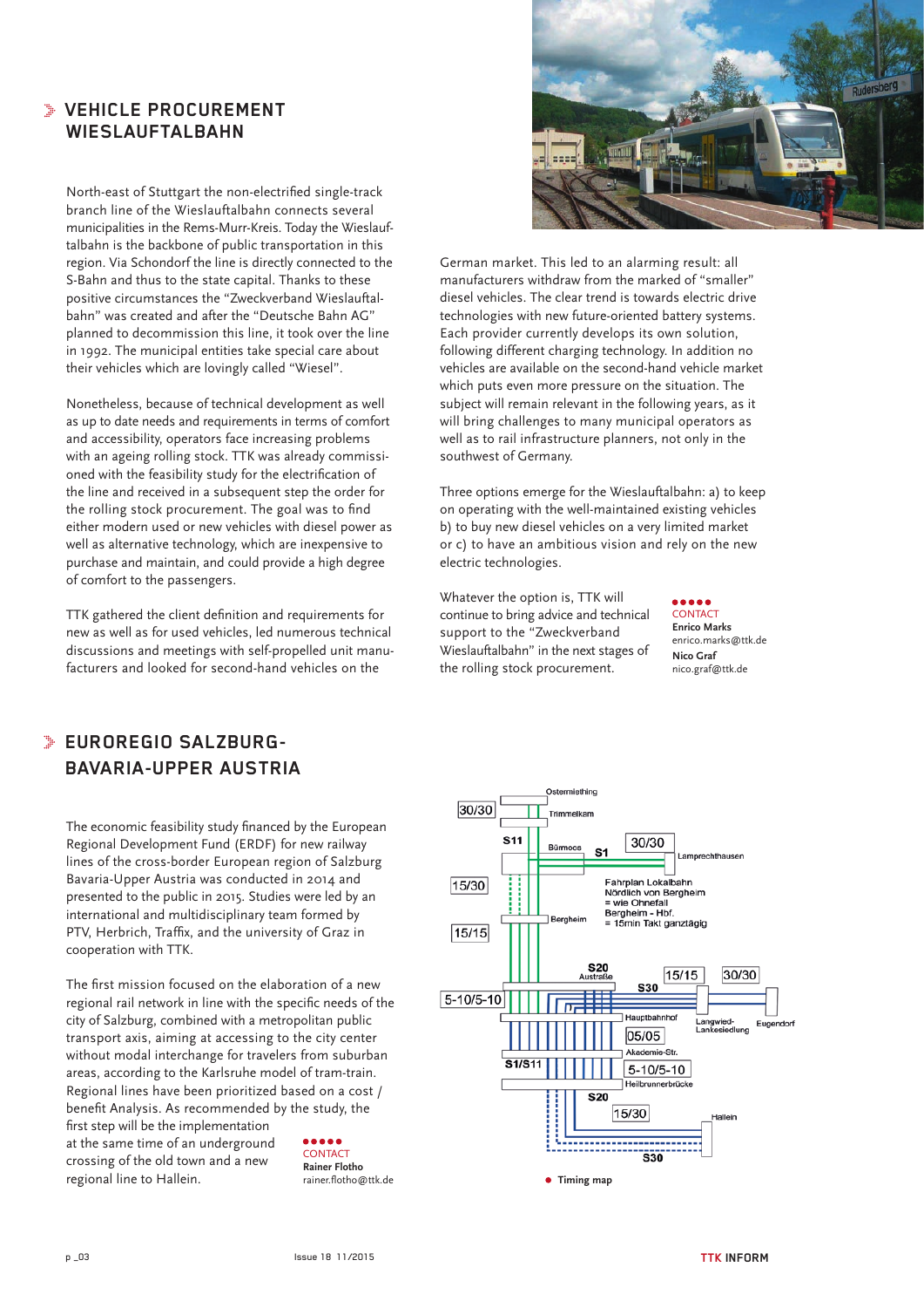## VEHICLE PROCUREMENT WIESLAUFTALBAHN

North-east of Stuttgart the non-electrified single-track branch line of the Wieslauftalbahn connects several municipalities in the Rems-Murr-Kreis. Today the Wieslauftalbahn is the backbone of public transportation in this region. Via Schondorf the line is directly connected to the S-Bahn and thus to the state capital. Thanks to these positive circumstances the "Zweckverband Wieslauftalbahn" was created and after the "Deutsche Bahn AG" planned to decommission this line, it took over the line in 1992. The municipal entities take special care about their vehicles which are lovingly called "Wiesel".

Nonetheless, because of technical development as well as up to date needs and requirements in terms of comfort and accessibility, operators face increasing problems with an ageing rolling stock. TTK was already commissioned with the feasibility study for the electrification of the line and received in a subsequent step the order for the rolling stock procurement. The goal was to find either modern used or new vehicles with diesel power as well as alternative technology, which are inexpensive to purchase and maintain, and could provide a high degree of comfort to the passengers.

TTK gathered the client definition and requirements for new as well as for used vehicles, led numerous technical discussions and meetings with self-propelled unit manufacturers and looked for second-hand vehicles on the German market. This led to an alarming result: all manufacturers withdraw from the marked of "smaller" diesel vehicles. The clear trend is towards electric drive technologies with new future-oriented battery systems. Each provider currently develops its own solution, following different charging technology. In addition no vehicles are available on the second-hand vehicle market which puts even more pressure on the situation. The subject will remain relevant in the following years, as it will bring challenges to many municipal operators as well as to rail infrastructure planners, not only in the southwest of Germany.

Three options emerge for the Wieslauftalbahn: a) to keep on operating with the well-maintained existing vehicles b) to buy new diesel vehicles on a very limited market or c) to have an ambitious vision and rely on the new electric technologies.

Whatever the option is, TTK will continue to bring advice and technical support to the "Zweckverband Wieslauftalbahn" in the next stages of the rolling stock procurement.

CONTACT
**Enrico Marks**
enrico.marks@ttk.de
**Nico Graf**
nico.graf@ttk.de

## EUROREGIO SALZBURG-BAVARIA-UPPER AUSTRIA

The economic feasibility study financed by the European Regional Development Fund (ERDF) for new railway lines of the cross-border European region of Salzburg Bavaria-Upper Austria was conducted in 2014 and presented to the public in 2015. Studies were led by an international and multidisciplinary team formed by PTV, Herbrich, Traffix, and the university of Graz in cooperation with TTK.

The first mission focused on the elaboration of a new regional rail network in line with the specific needs of the city of Salzburg, combined with a metropolitan public transport axis, aiming at accessing to the city center without modal interchange for travelers from suburban areas, according to the Karlsruhe model of tram-train. Regional lines have been prioritized based on a cost / benefit Analysis. As recommended by the study, the first step will be the implementation at the same time of an underground crossing of the old town and a new regional line to Hallein.

CONTACT
**Rainer Flotho**
rainer.flotho@ttk.de

Timing map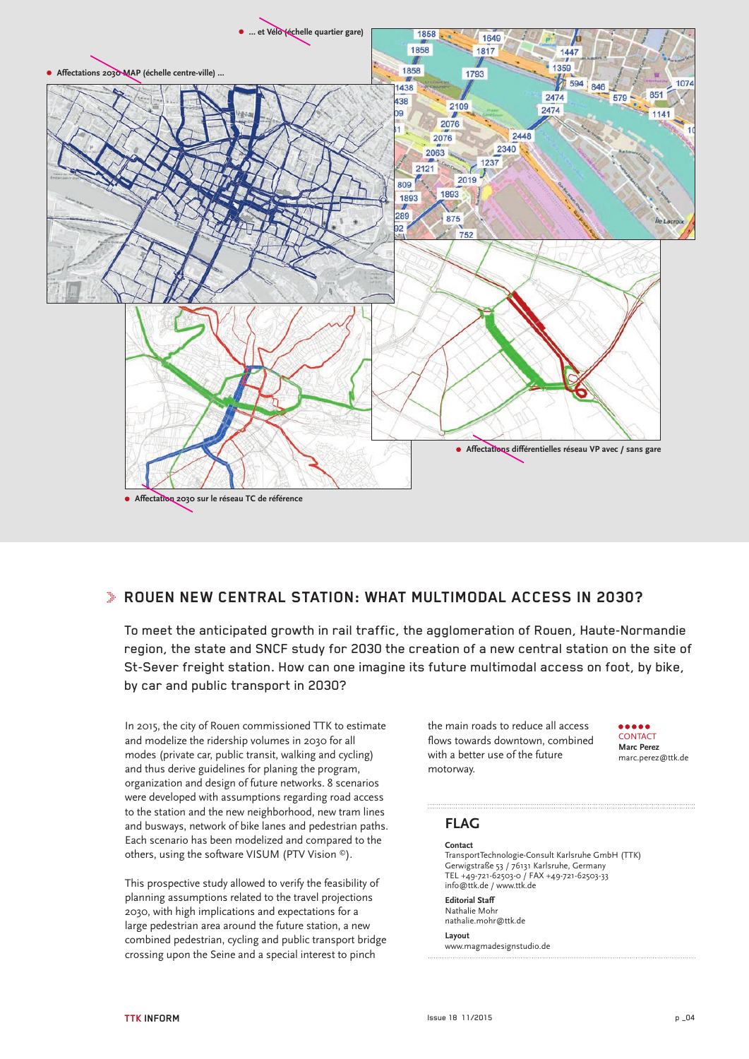• Affectations 2030 MAP (échelle centre-ville) ...

• ... et Vélo (échelle quartier gare)

• Affectations différentielles réseau VP avec / sans gare

• Affectation 2030 sur le réseau TC de référence

## ROUEN NEW CENTRAL STATION: WHAT MULTIMODAL ACCESS IN 2030?

To meet the anticipated growth in rail traffic, the agglomeration of Rouen, Haute-Normandie region, the state and SNCF study for 2030 the creation of a new central station on the site of St-Sever freight station. How can one imagine its future multimodal access on foot, by bike, by car and public transport in 2030?

In 2015, the city of Rouen commissioned TTK to estimate and modelize the ridership volumes in 2030 for all modes (private car, public transit, walking and cycling) and thus derive guidelines for planing the program, organization and design of future networks. 8 scenarios were developed with assumptions regarding road access to the station and the new neighborhood, new tram lines and busways, network of bike lanes and pedestrian paths. Each scenario has been modelized and compared to the others, using the software VISUM (PTV Vision ©).

This prospective study allowed to verify the feasibility of planning assumptions related to the travel projections 2030, with high implications and expectations for a large pedestrian area around the future station, a new combined pedestrian, cycling and public transport bridge crossing upon the Seine and a special interest to pinch the main roads to reduce all access flows towards downtown, combined with a better use of the future motorway.

CONTACT
**Marc Perez**
marc.perez@ttk.de

## FLAG

**Contact**
TransportTechnologie-Consult Karlsruhe GmbH (TTK)
Gerwigstraße 53 / 76131 Karlsruhe, Germany
TEL +49-721-62503-0 / FAX +49-721-62503-33
info@ttk.de / www.ttk.de

**Editorial Staff**
Nathalie Mohr
nathalie.mohr@ttk.de

**Layout**
www.magmadesignstudio.de